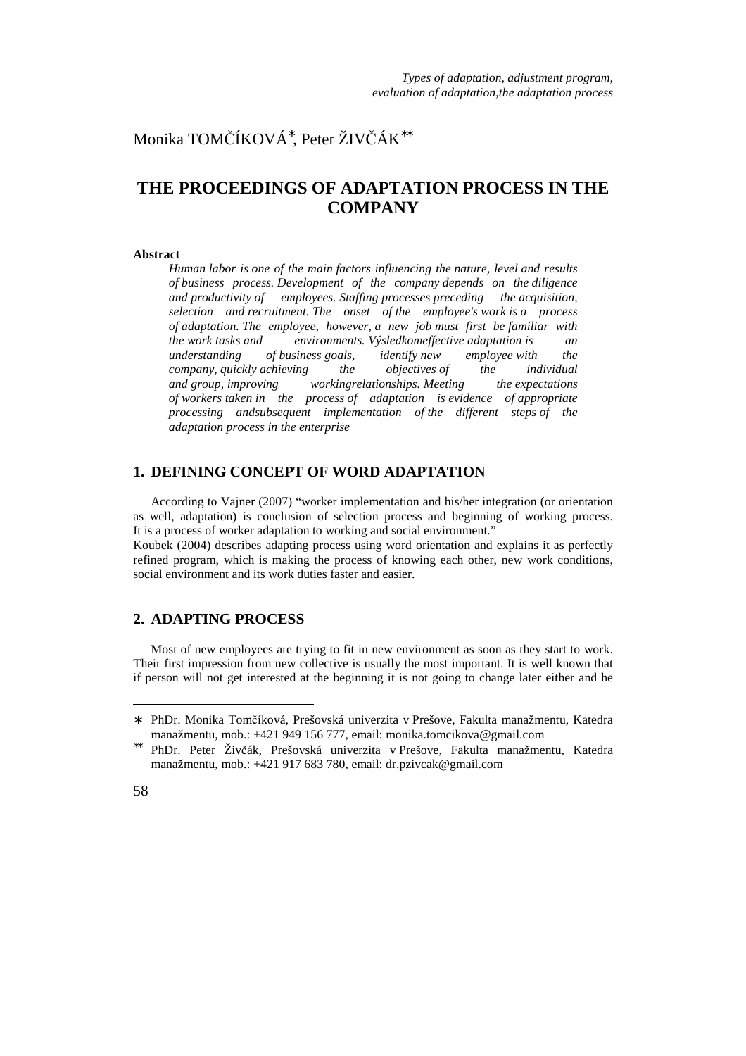*Types of adaptation, adjustment program, evaluation of adaptation,the adaptation process*

Monika TOMČÍKOVÁ*, Peter ŽIVČÁK**

# THE PROCEEDINGS OF ADAPTATION PROCESS IN THE COMPANY

**Abstract**

*Human labor is one of the main factors influencing the nature, level and results of business process. Development of the company depends on the diligence and productivity of employees. Staffing processes preceding the acquisition, selection and recruitment. The onset of the employee's work is a process of adaptation. The employee, however, a new job must first be familiar with the work tasks and environments. Výsledkomeffective adaptation is an understanding of business goals, identify new employee with the company, quickly achieving the objectives of the individual and group, improving workingrelationships. Meeting the expectations of workers taken in the process of adaptation is evidence of appropriate processing andsubsequent implementation of the different steps of the adaptation process in the enterprise*

## 1. DEFINING CONCEPT OF WORD ADAPTATION

According to Vajner (2007) "worker implementation and his/her integration (or orientation as well, adaptation) is conclusion of selection process and beginning of working process. It is a process of worker adaptation to working and social environment."

Koubek (2004) describes adapting process using word orientation and explains it as perfectly refined program, which is making the process of knowing each other, new work conditions, social environment and its work duties faster and easier.

## 2. ADAPTING PROCESS

Most of new employees are trying to fit in new environment as soon as they start to work. Their first impression from new collective is usually the most important. It is well known that if person will not get interested at the beginning it is not going to change later either and he

---

* PhDr. Monika Tomčíková, Prešovská univerzita v Prešove, Fakulta manažmentu, Katedra manažmentu, mob.: +421 949 156 777, email: monika.tomcikova@gmail.com

** PhDr. Peter Živčák, Prešovská univerzita v Prešove, Fakulta manažmentu, Katedra manažmentu, mob.: +421 917 683 780, email: dr.pzivcak@gmail.com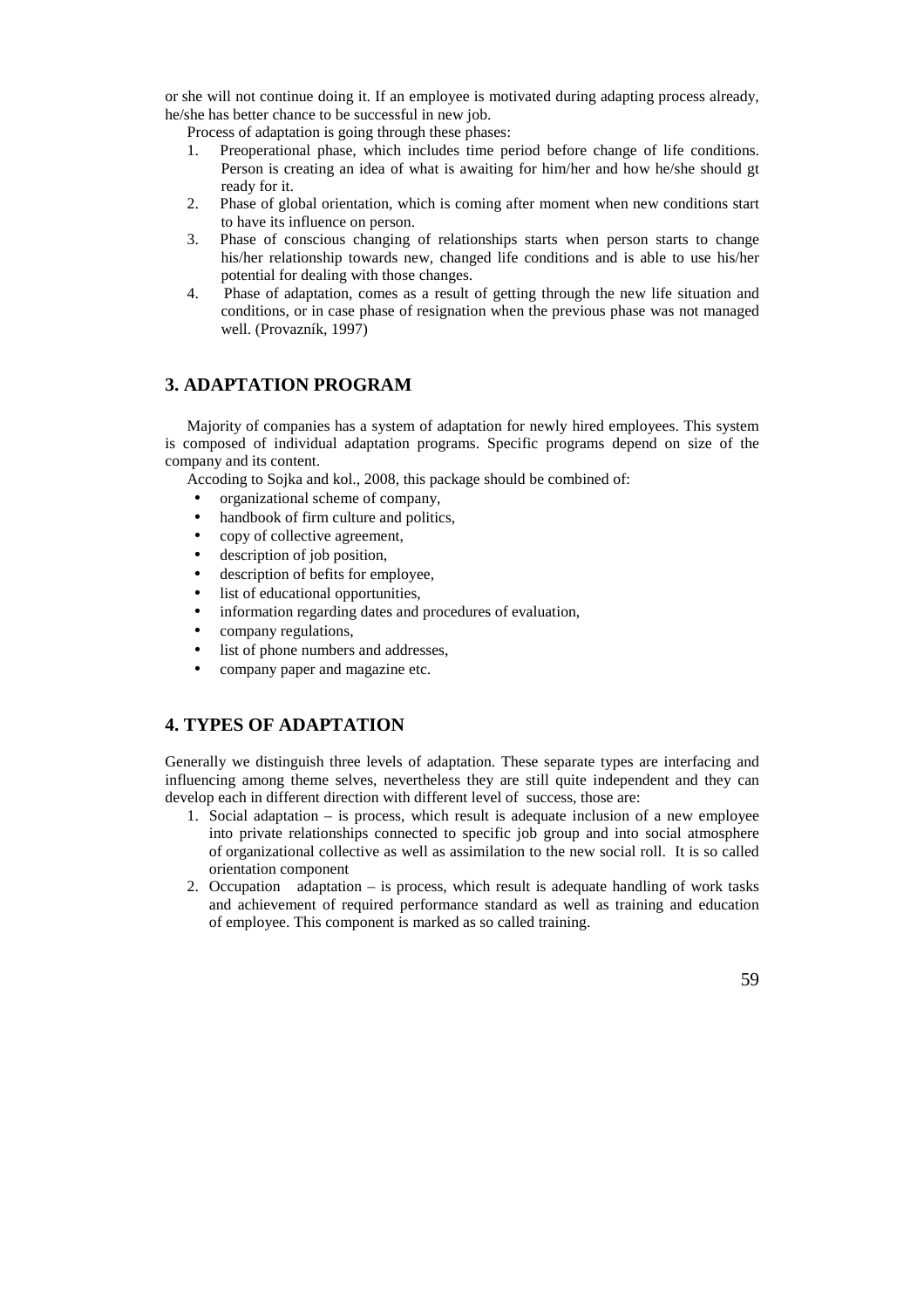or she will not continue doing it. If an employee is motivated during adapting process already, he/she has better chance to be successful in new job.

Process of adaptation is going through these phases:

1. Preoperational phase, which includes time period before change of life conditions. Person is creating an idea of what is awaiting for him/her and how he/she should gt ready for it.
2. Phase of global orientation, which is coming after moment when new conditions start to have its influence on person.
3. Phase of conscious changing of relationships starts when person starts to change his/her relationship towards new, changed life conditions and is able to use his/her potential for dealing with those changes.
4. Phase of adaptation, comes as a result of getting through the new life situation and conditions, or in case phase of resignation when the previous phase was not managed well. (Provazník, 1997)

## 3. ADAPTATION PROGRAM

Majority of companies has a system of adaptation for newly hired employees. This system is composed of individual adaptation programs. Specific programs depend on size of the company and its content.

Acoding to Sojka and kol., 2008, this package should be combined of:

- organizational scheme of company,
- handbook of firm culture and politics,
- copy of collective agreement,
- description of job position,
- description of befits for employee,
- list of educational opportunities,
- information regarding dates and procedures of evaluation,
- company regulations,
- list of phone numbers and addresses,
- company paper and magazine etc.

## 4. TYPES OF ADAPTATION

Generally we distinguish three levels of adaptation. These separate types are interfacing and influencing among theme selves, nevertheless they are still quite independent and they can develop each in different direction with different level of success, those are:

1. Social adaptation – is process, which result is adequate inclusion of a new employee into private relationships connected to specific job group and into social atmosphere of organizational collective as well as assimilation to the new social roll. It is so called orientation component
2. Occupation adaptation – is process, which result is adequate handling of work tasks and achievement of required performance standard as well as training and education of employee. This component is marked as so called training.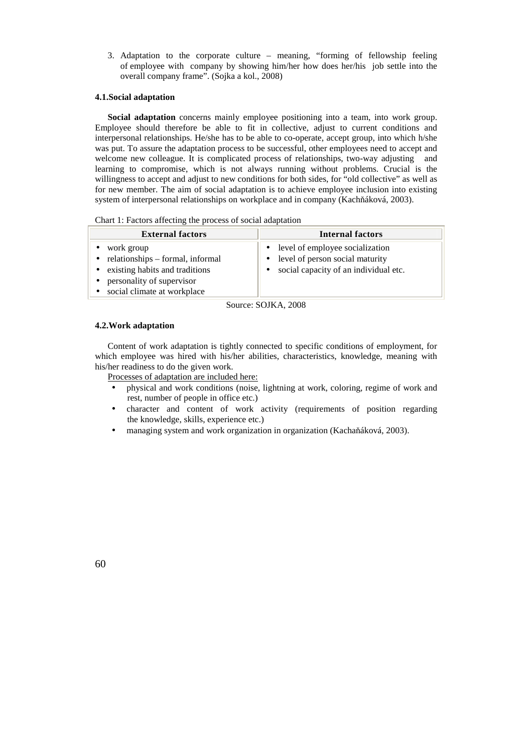3. Adaptation to the corporate culture – meaning, "forming of fellowship feeling of employee with company by showing him/her how does her/his job settle into the overall company frame". (Sojka a kol., 2008)

### 4.1.Social adaptation

**Social adaptation** concerns mainly employee positioning into a team, into work group. Employee should therefore be able to fit in collective, adjust to current conditions and interpersonal relationships. He/she has to be able to co-operate, accept group, into which h/she was put. To assure the adaptation process to be successful, other employees need to accept and welcome new colleague. It is complicated process of relationships, two-way adjusting and learning to compromise, which is not always running without problems. Crucial is the willingness to accept and adjust to new conditions for both sides, for "old collective" as well as for new member. The aim of social adaptation is to achieve employee inclusion into existing system of interpersonal relationships on workplace and in company (Kachňáková, 2003).

Chart 1: Factors affecting the process of social adaptation

| External factors | Internal factors |
|---|---|
| • work group<br>• relationships – formal, informal<br>• existing habits and traditions<br>• personality of supervisor<br>• social climate at workplace | • level of employee socialization<br>• level of person social maturity<br>• social capacity of an individual etc. |

Source: SOJKA, 2008

### 4.2.Work adaptation

Content of work adaptation is tightly connected to specific conditions of employment, for which employee was hired with his/her abilities, characteristics, knowledge, meaning with his/her readiness to do the given work.

Processes of adaptation are included here:

- physical and work conditions (noise, lightning at work, coloring, regime of work and rest, number of people in office etc.)
- character and content of work activity (requirements of position regarding the knowledge, skills, experience etc.)
- managing system and work organization in organization (Kachaňáková, 2003).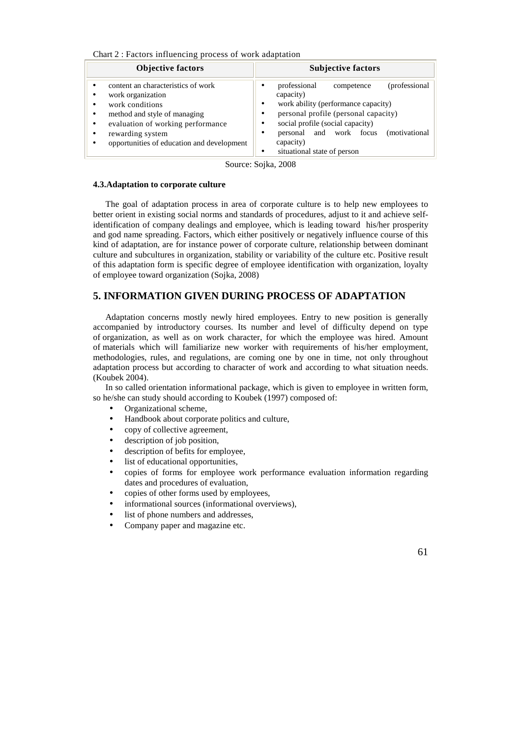Chart 2 : Factors influencing process of work adaptation

| Objective factors | Subjective factors |
| --- | --- |
| • content an characteristics of work<br>• work organization<br>• work conditions<br>• method and style of managing<br>• evaluation of working performance<br>• rewarding system<br>• opportunities of education and development | • professional competence (professional capacity)<br>• work ability (performance capacity)<br>• personal profile (personal capacity)<br>• social profile (social capacity)<br>• personal and work focus (motivational capacity)<br>• situational state of person |

Source: Sojka, 2008

### 4.3.Adaptation to corporate culture

The goal of adaptation process in area of corporate culture is to help new employees to better orient in existing social norms and standards of procedures, adjust to it and achieve self-identification of company dealings and employee, which is leading toward his/her prosperity and god name spreading. Factors, which either positively or negatively influence course of this kind of adaptation, are for instance power of corporate culture, relationship between dominant culture and subcultures in organization, stability or variability of the culture etc. Positive result of this adaptation form is specific degree of employee identification with organization, loyalty of employee toward organization (Sojka, 2008)

## 5. INFORMATION GIVEN DURING PROCESS OF ADAPTATION

Adaptation concerns mostly newly hired employees. Entry to new position is generally accompanied by introductory courses. Its number and level of difficulty depend on type of organization, as well as on work character, for which the employee was hired. Amount of materials which will familiarize new worker with requirements of his/her employment, methodologies, rules, and regulations, are coming one by one in time, not only throughout adaptation process but according to character of work and according to what situation needs. (Koubek 2004).

In so called orientation informational package, which is given to employee in written form, so he/she can study should according to Koubek (1997) composed of:

- Organizational scheme,
- Handbook about corporate politics and culture,
- copy of collective agreement,
- description of job position,
- description of befits for employee,
- list of educational opportunities,
- copies of forms for employee work performance evaluation information regarding dates and procedures of evaluation,
- copies of other forms used by employees,
- informational sources (informational overviews),
- list of phone numbers and addresses,
- Company paper and magazine etc.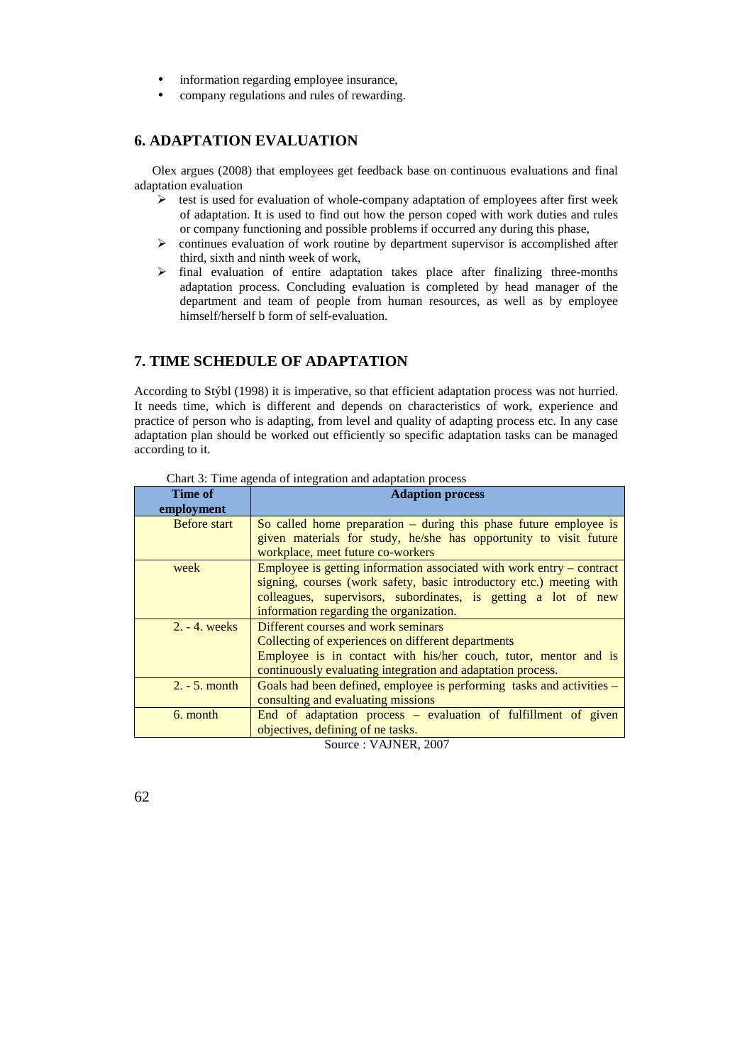- information regarding employee insurance,
- company regulations and rules of rewarding.

## 6. ADAPTATION EVALUATION

Olex argues (2008) that employees get feedback base on continuous evaluations and final adaptation evaluation

- test is used for evaluation of whole-company adaptation of employees after first week of adaptation. It is used to find out how the person coped with work duties and rules or company functioning and possible problems if occurred any during this phase,
- continues evaluation of work routine by department supervisor is accomplished after third, sixth and ninth week of work,
- final evaluation of entire adaptation takes place after finalizing three-months adaptation process. Concluding evaluation is completed by head manager of the department and team of people from human resources, as well as by employee himself/herself b form of self-evaluation.

## 7. TIME SCHEDULE OF ADAPTATION

According to Stýbl (1998) it is imperative, so that efficient adaptation process was not hurried. It needs time, which is different and depends on characteristics of work, experience and practice of person who is adapting, from level and quality of adapting process etc. In any case adaptation plan should be worked out efficiently so specific adaptation tasks can be managed according to it.

Chart 3: Time agenda of integration and adaptation process

| Time of employment | Adaption process |
|---|---|
| Before start | So called home preparation – during this phase future employee is given materials for study, he/she has opportunity to visit future workplace, meet future co-workers |
| week | Employee is getting information associated with work entry – contract signing, courses (work safety, basic introductory etc.) meeting with colleagues, supervisors, subordinates, is getting a lot of new information regarding the organization. |
| 2. - 4. weeks | Different courses and work seminars<br>Collecting of experiences on different departments<br>Employee is in contact with his/her couch, tutor, mentor and is continuously evaluating integration and adaptation process. |
| 2. - 5. month | Goals had been defined, employee is performing tasks and activities – consulting and evaluating missions |
| 6. month | End of adaptation process – evaluation of fulfillment of given objectives, defining of ne tasks. |

Source : VAJNER, 2007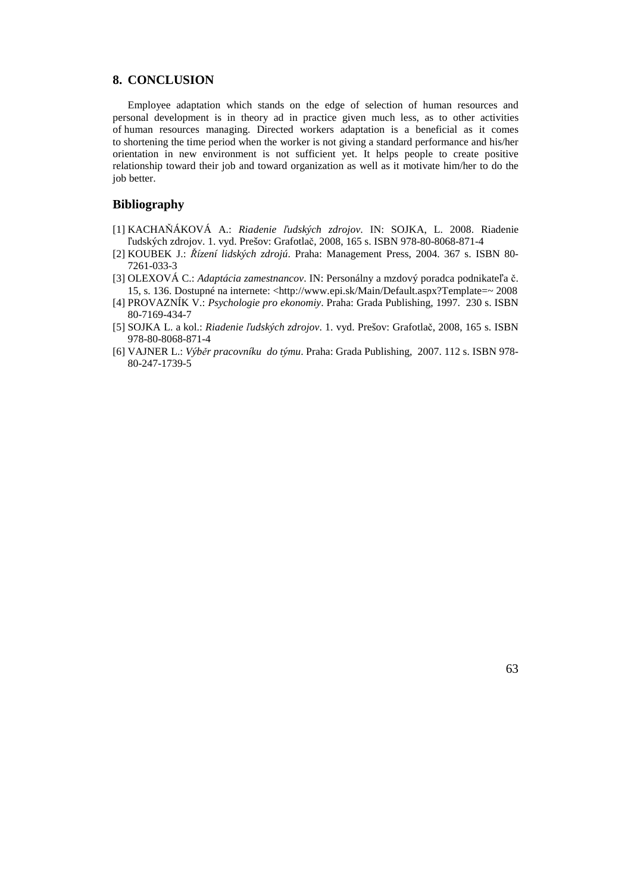## 8. CONCLUSION

Employee adaptation which stands on the edge of selection of human resources and personal development is in theory ad in practice given much less, as to other activities of human resources managing. Directed workers adaptation is a beneficial as it comes to shortening the time period when the worker is not giving a standard performance and his/her orientation in new environment is not sufficient yet. It helps people to create positive relationship toward their job and toward organization as well as it motivate him/her to do the job better.

## Bibliography

[1] KACHAŇÁKOVÁ A.: *Riadenie ľudských zdrojov*. IN: SOJKA, L. 2008. Riadenie ľudských zdrojov. 1. vyd. Prešov: Grafotlač, 2008, 165 s. ISBN 978-80-8068-871-4

[2] KOUBEK J.: *Řízení lidských zdrojú*. Praha: Management Press, 2004. 367 s. ISBN 80-7261-033-3

[3] OLEXOVÁ C.: *Adaptácia zamestnancov*. IN: Personálny a mzdový poradca podnikateľa č. 15, s. 136. Dostupné na internete: <http://www.epi.sk/Main/Default.aspx?Template=~ 2008

[4] PROVAZNÍK V.: *Psychologie pro ekonomiy*. Praha: Grada Publishing, 1997. 230 s. ISBN 80-7169-434-7

[5] SOJKA L. a kol.: *Riadenie ľudských zdrojov*. 1. vyd. Prešov: Grafotlač, 2008, 165 s. ISBN 978-80-8068-871-4

[6] VAJNER L.: *Výběr pracovníku do týmu*. Praha: Grada Publishing, 2007. 112 s. ISBN 978-80-247-1739-5